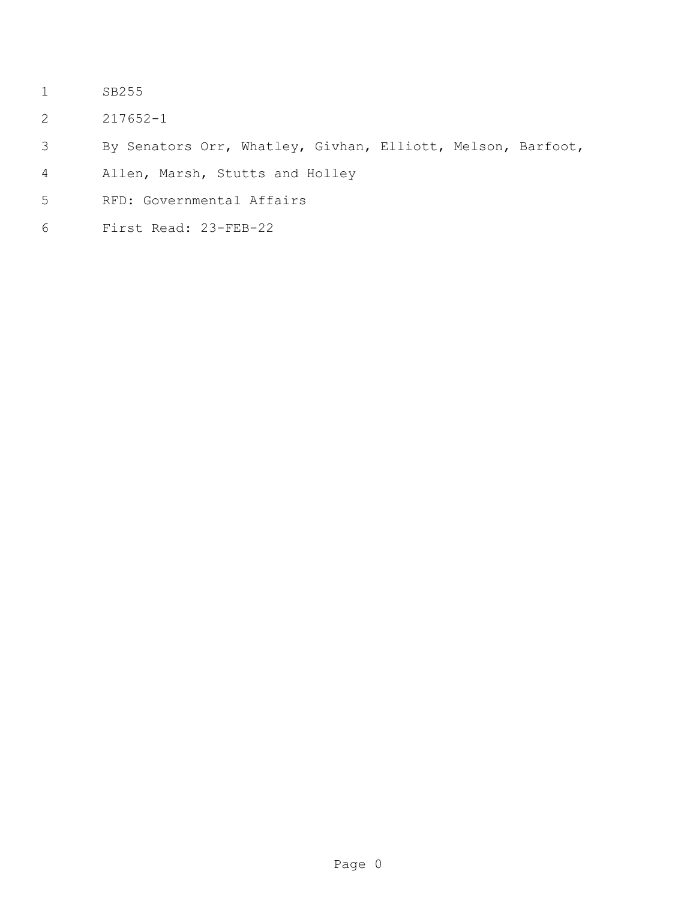SB255

217652-1

By Senators Orr, Whatley, Givhan, Elliott, Melson, Barfoot, Allen, Marsh, Stutts and Holley

RFD: Governmental Affairs

First Read: 23-FEB-22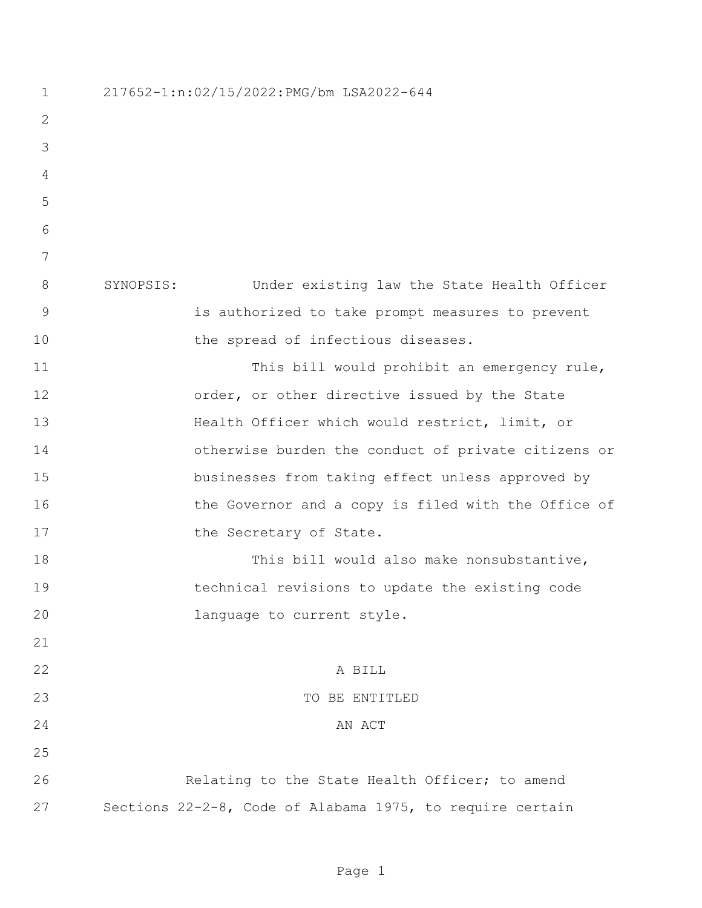217652-1:n:02/15/2022:PMG/bm LSA2022-644

SYNOPSIS: Under existing law the State Health Officer is authorized to take prompt measures to prevent the spread of infectious diseases.

This bill would prohibit an emergency rule, order, or other directive issued by the State Health Officer which would restrict, limit, or otherwise burden the conduct of private citizens or businesses from taking effect unless approved by the Governor and a copy is filed with the Office of the Secretary of State.

This bill would also make nonsubstantive, technical revisions to update the existing code language to current style.

A BILL

TO BE ENTITLED

AN ACT

Relating to the State Health Officer; to amend Sections 22-2-8, Code of Alabama 1975, to require certain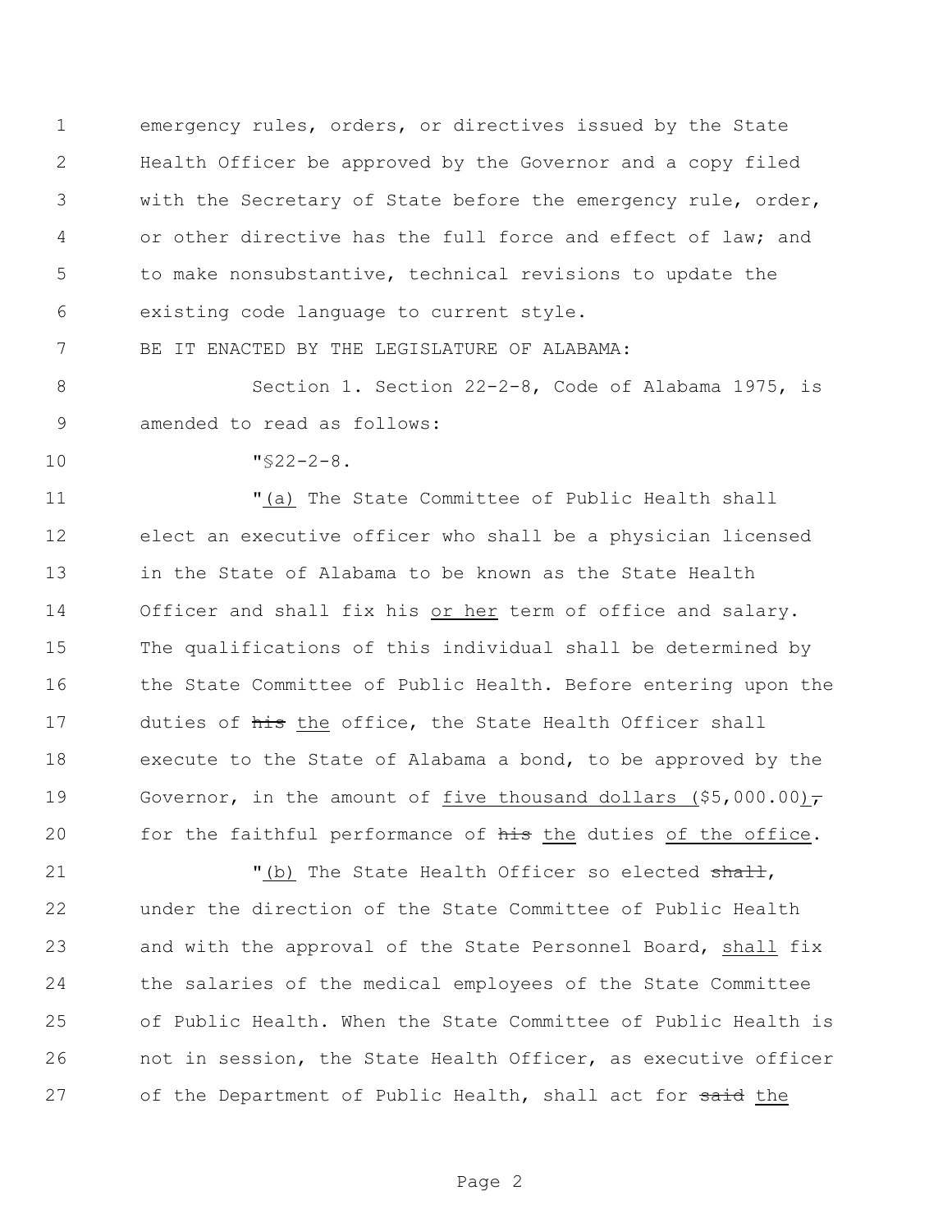emergency rules, orders, or directives issued by the State Health Officer be approved by the Governor and a copy filed with the Secretary of State before the emergency rule, order, or other directive has the full force and effect of law; and to make nonsubstantive, technical revisions to update the existing code language to current style.

BE IT ENACTED BY THE LEGISLATURE OF ALABAMA:

Section 1. Section 22-2-8, Code of Alabama 1975, is amended to read as follows:

"§22-2-8.

"(a) The State Committee of Public Health shall elect an executive officer who shall be a physician licensed in the State of Alabama to be known as the State Health Officer and shall fix his or her term of office and salary. The qualifications of this individual shall be determined by the State Committee of Public Health. Before entering upon the duties of ~~his~~ the office, the State Health Officer shall execute to the State of Alabama a bond, to be approved by the Governor, in the amount of five thousand dollars ($5,000.00)~~,~~ for the faithful performance of ~~his~~ the duties of the office.

"(b) The State Health Officer so elected ~~shall~~, under the direction of the State Committee of Public Health and with the approval of the State Personnel Board, shall fix the salaries of the medical employees of the State Committee of Public Health. When the State Committee of Public Health is not in session, the State Health Officer, as executive officer of the Department of Public Health, shall act for ~~said~~ the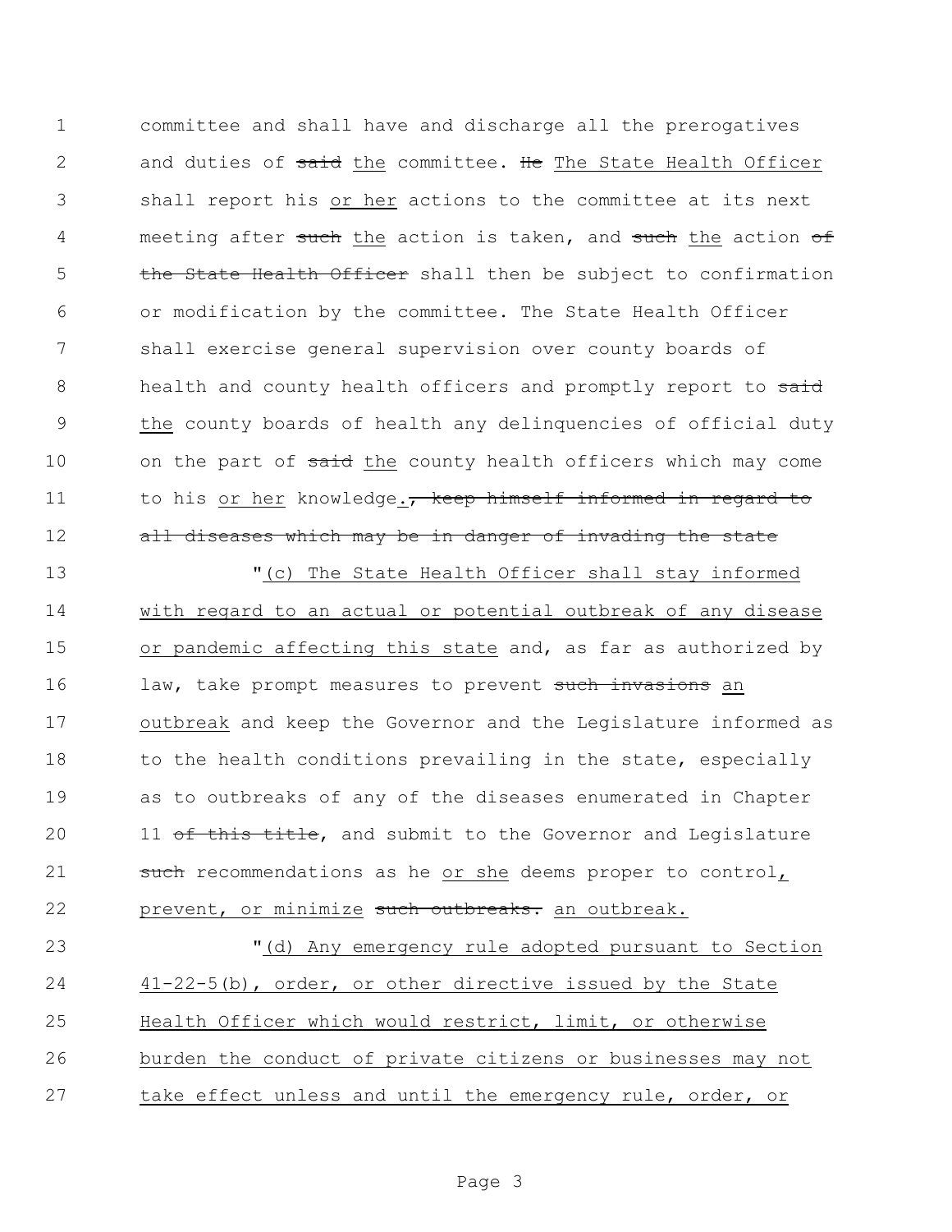committee and shall have and discharge all the prerogatives and duties of ~~said~~ <u>the</u> committee. ~~He~~ <u>The State Health Officer</u> shall report his <u>or her</u> actions to the committee at its next meeting after ~~such~~ <u>the</u> action is taken, and ~~such~~ <u>the</u> action ~~of the State Health Officer~~ shall then be subject to confirmation or modification by the committee. The State Health Officer shall exercise general supervision over county boards of health and county health officers and promptly report to ~~said~~ <u>the</u> county boards of health any delinquencies of official duty on the part of ~~said~~ <u>the</u> county health officers which may come to his <u>or her</u> knowledge<u>.</u>~~, keep himself informed in regard to all diseases which may be in danger of invading the state~~

"<u>(c) The State Health Officer shall stay informed with regard to an actual or potential outbreak of any disease or pandemic affecting this state</u> and, as far as authorized by law, take prompt measures to prevent ~~such invasions~~ <u>an outbreak</u> and keep the Governor and the Legislature informed as to the health conditions prevailing in the state, especially as to outbreaks of any of the diseases enumerated in Chapter 11 ~~of this title~~, and submit to the Governor and Legislature ~~such~~ recommendations as he <u>or she</u> deems proper to control<u>, prevent, or minimize</u> ~~such outbreaks.~~ <u>an outbreak.</u>

"<u>(d) Any emergency rule adopted pursuant to Section 41-22-5(b), order, or other directive issued by the State Health Officer which would restrict, limit, or otherwise burden the conduct of private citizens or businesses may not take effect unless and until the emergency rule, order, or</u>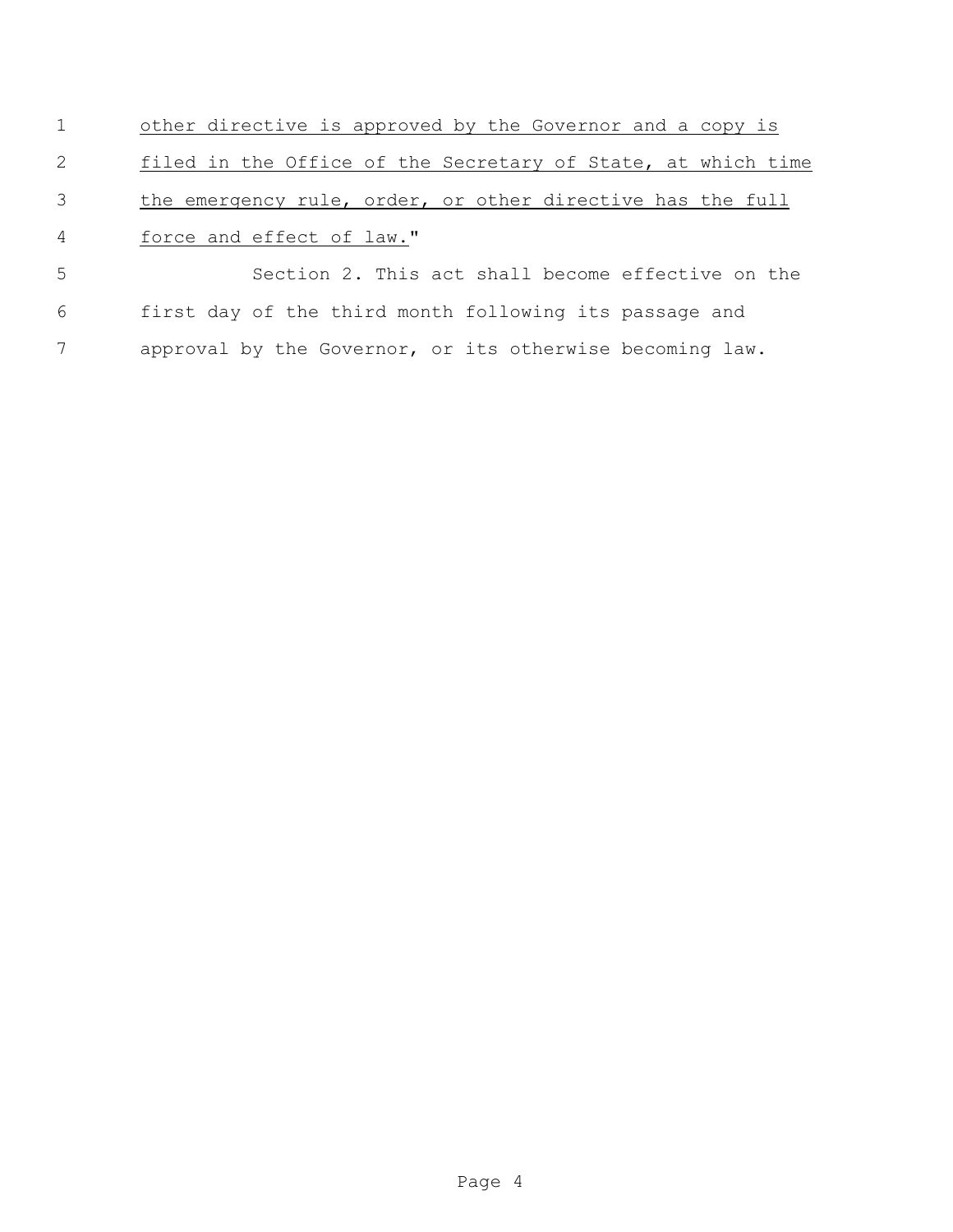other directive is approved by the Governor and a copy is filed in the Office of the Secretary of State, at which time the emergency rule, order, or other directive has the full force and effect of law."

Section 2. This act shall become effective on the first day of the third month following its passage and approval by the Governor, or its otherwise becoming law.